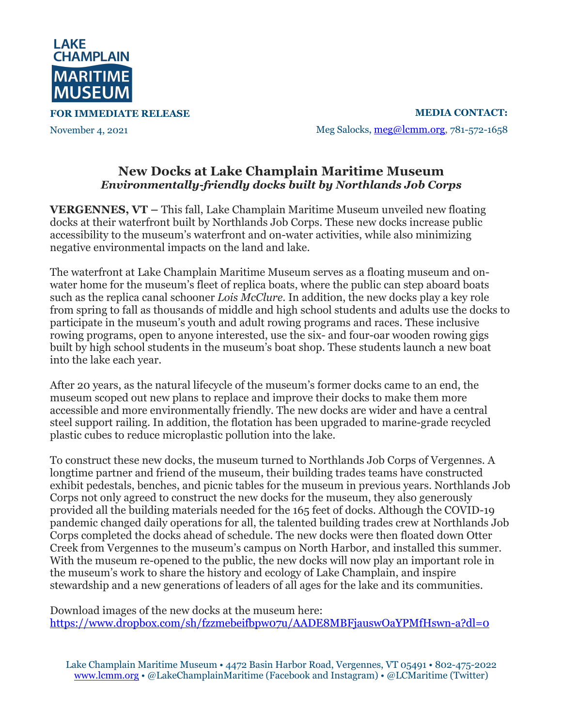LAKE CHAMPLAIN MARITIME MUSEUM

**FOR IMMEDIATE RELEASE**

November 4, 2021

**MEDIA CONTACT:**

Meg Salocks, meg@lcmm.org, 781-572-1658

# New Docks at Lake Champlain Maritime Museum

## *Environmentally-friendly docks built by Northlands Job Corps*

**VERGENNES, VT –** This fall, Lake Champlain Maritime Museum unveiled new floating docks at their waterfront built by Northlands Job Corps. These new docks increase public accessibility to the museum's waterfront and on-water activities, while also minimizing negative environmental impacts on the land and lake.

The waterfront at Lake Champlain Maritime Museum serves as a floating museum and on-water home for the museum's fleet of replica boats, where the public can step aboard boats such as the replica canal schooner *Lois McClure*. In addition, the new docks play a key role from spring to fall as thousands of middle and high school students and adults use the docks to participate in the museum's youth and adult rowing programs and races. These inclusive rowing programs, open to anyone interested, use the six- and four-oar wooden rowing gigs built by high school students in the museum's boat shop. These students launch a new boat into the lake each year.

After 20 years, as the natural lifecycle of the museum's former docks came to an end, the museum scoped out new plans to replace and improve their docks to make them more accessible and more environmentally friendly. The new docks are wider and have a central steel support railing. In addition, the flotation has been upgraded to marine-grade recycled plastic cubes to reduce microplastic pollution into the lake.

To construct these new docks, the museum turned to Northlands Job Corps of Vergennes. A longtime partner and friend of the museum, their building trades teams have constructed exhibit pedestals, benches, and picnic tables for the museum in previous years. Northlands Job Corps not only agreed to construct the new docks for the museum, they also generously provided all the building materials needed for the 165 feet of docks. Although the COVID-19 pandemic changed daily operations for all, the talented building trades crew at Northlands Job Corps completed the docks ahead of schedule. The new docks were then floated down Otter Creek from Vergennes to the museum's campus on North Harbor, and installed this summer. With the museum re-opened to the public, the new docks will now play an important role in the museum's work to share the history and ecology of Lake Champlain, and inspire stewardship and a new generations of leaders of all ages for the lake and its communities.

Download images of the new docks at the museum here:
https://www.dropbox.com/sh/fzzmebeifbpw07u/AADE8MBFjauswOaYPMfHswn-a?dl=0

Lake Champlain Maritime Museum • 4472 Basin Harbor Road, Vergennes, VT 05491 • 802-475-2022
www.lcmm.org • @LakeChamplainMaritime (Facebook and Instagram) • @LCMaritime (Twitter)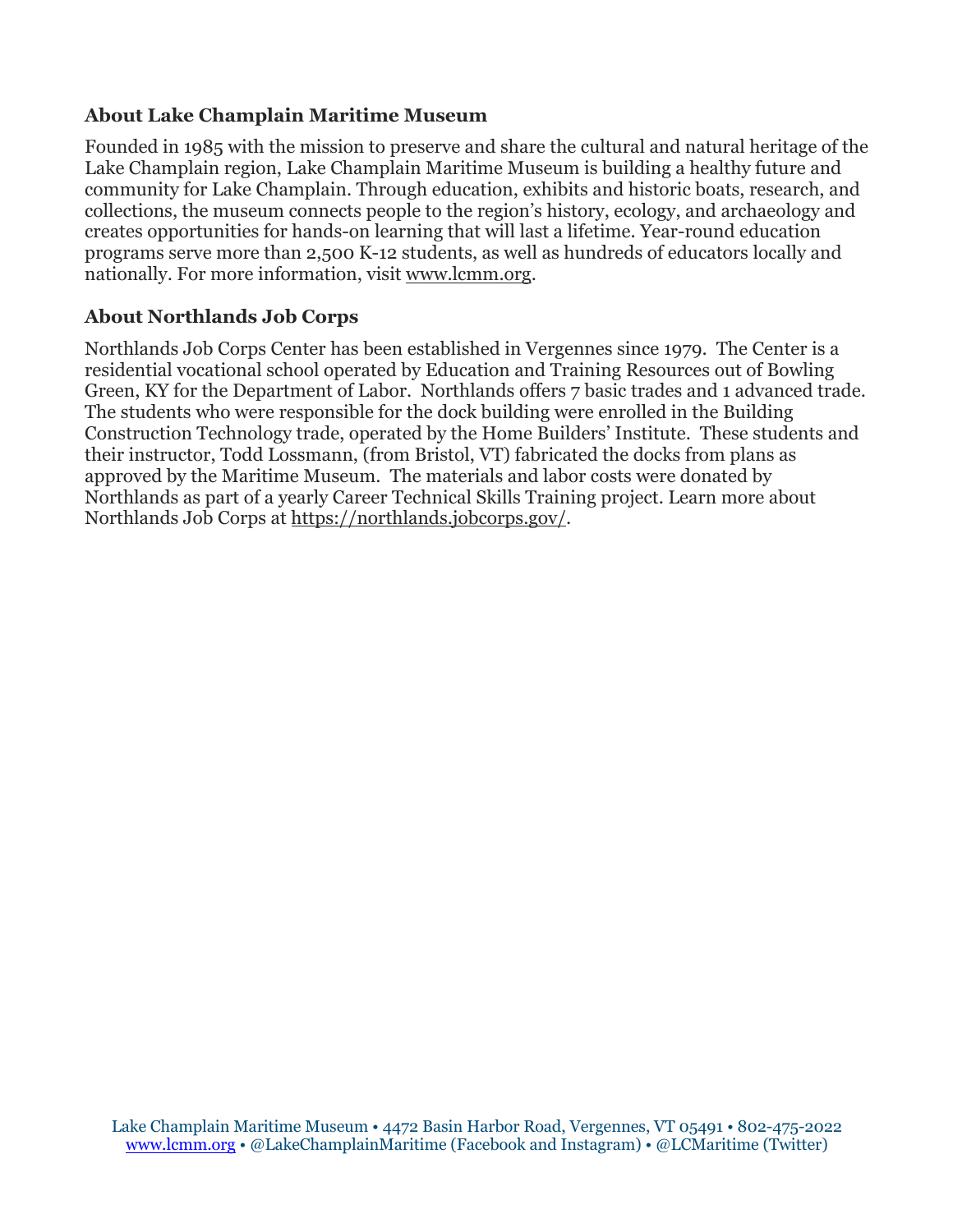### About Lake Champlain Maritime Museum

Founded in 1985 with the mission to preserve and share the cultural and natural heritage of the Lake Champlain region, Lake Champlain Maritime Museum is building a healthy future and community for Lake Champlain. Through education, exhibits and historic boats, research, and collections, the museum connects people to the region's history, ecology, and archaeology and creates opportunities for hands-on learning that will last a lifetime. Year-round education programs serve more than 2,500 K-12 students, as well as hundreds of educators locally and nationally. For more information, visit www.lcmm.org.

### About Northlands Job Corps

Northlands Job Corps Center has been established in Vergennes since 1979. The Center is a residential vocational school operated by Education and Training Resources out of Bowling Green, KY for the Department of Labor. Northlands offers 7 basic trades and 1 advanced trade. The students who were responsible for the dock building were enrolled in the Building Construction Technology trade, operated by the Home Builders' Institute. These students and their instructor, Todd Lossmann, (from Bristol, VT) fabricated the docks from plans as approved by the Maritime Museum. The materials and labor costs were donated by Northlands as part of a yearly Career Technical Skills Training project. Learn more about Northlands Job Corps at https://northlands.jobcorps.gov/.